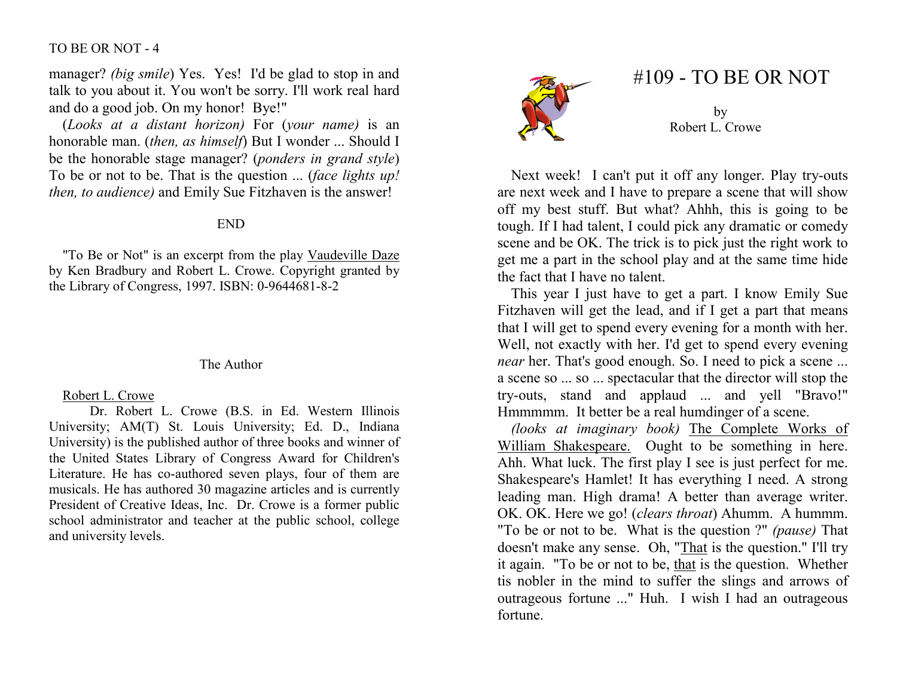manager? *(big smile*) Yes. Yes! I'd be glad to stop in and talk to you about it. You won't be sorry. I'll work real hard and do a good job. On my honor! Bye!"

(*Looks at a distant horizon)* For (*your name)* is an honorable man. (*then, as himself*) But I wonder ... Should I be the honorable stage manager? (*ponders in grand style*) To be or not to be. That is the question ... (*face lights up! then, to audience)* and Emily Sue Fitzhaven is the answer!

END

"To Be or Not" is an excerpt from the play Vaudeville Daze by Ken Bradbury and Robert L. Crowe. Copyright granted by the Library of Congress, 1997. ISBN: 0-9644681-8-2

## The Author

Robert L. Crowe

Dr. Robert L. Crowe (B.S. in Ed. Western Illinois University; AM(T) St. Louis University; Ed. D., Indiana University) is the published author of three books and winner of the United States Library of Congress Award for Children's Literature. He has co-authored seven plays, four of them are musicals. He has authored 30 magazine articles and is currently President of Creative Ideas, Inc. Dr. Crowe is a former public school administrator and teacher at the public school, college and university levels.

# #109 - TO BE OR NOT

by
Robert L. Crowe

Next week! I can't put it off any longer. Play try-outs are next week and I have to prepare a scene that will show off my best stuff. But what? Ahhh, this is going to be tough. If I had talent, I could pick any dramatic or comedy scene and be OK. The trick is to pick just the right work to get me a part in the school play and at the same time hide the fact that I have no talent.

This year I just have to get a part. I know Emily Sue Fitzhaven will get the lead, and if I get a part that means that I will get to spend every evening for a month with her. Well, not exactly with her. I'd get to spend every evening *near* her. That's good enough. So. I need to pick a scene ... a scene so ... so ... spectacular that the director will stop the try-outs, stand and applaud ... and yell "Bravo!" Hmmmmm. It better be a real humdinger of a scene.

*(looks at imaginary book)* The Complete Works of William Shakespeare. Ought to be something in here. Ahh. What luck. The first play I see is just perfect for me. Shakespeare's Hamlet! It has everything I need. A strong leading man. High drama! A better than average writer. OK. OK. Here we go! (*clears throat*) Ahumm. A hummm. "To be or not to be. What is the question ?" *(pause)* That doesn't make any sense. Oh, "That is the question." I'll try it again. "To be or not to be, that is the question. Whether tis nobler in the mind to suffer the slings and arrows of outrageous fortune ..." Huh. I wish I had an outrageous fortune.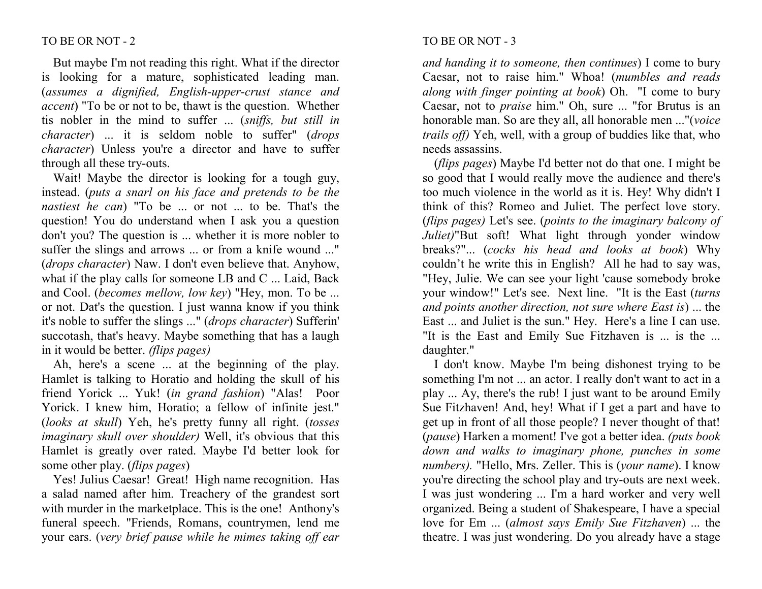But maybe I'm not reading this right. What if the director is looking for a mature, sophisticated leading man. (*assumes a dignified, English-upper-crust stance and accent*) "To be or not to be, thawt is the question. Whether tis nobler in the mind to suffer ... (*sniffs, but still in character*) ... it is seldom noble to suffer" (*drops character*) Unless you're a director and have to suffer through all these try-outs.

Wait! Maybe the director is looking for a tough guy, instead. (*puts a snarl on his face and pretends to be the nastiest he can*) "To be ... or not ... to be. That's the question! You do understand when I ask you a question don't you? The question is ... whether it is more nobler to suffer the slings and arrows ... or from a knife wound ..." (*drops character*) Naw. I don't even believe that. Anyhow, what if the play calls for someone LB and C ... Laid, Back and Cool. (*becomes mellow, low key*) "Hey, mon. To be ... or not. Dat's the question. I just wanna know if you think it's noble to suffer the slings ..." (*drops character*) Sufferin' succotash, that's heavy. Maybe something that has a laugh in it would be better. *(flips pages)*

Ah, here's a scene ... at the beginning of the play. Hamlet is talking to Horatio and holding the skull of his friend Yorick ... Yuk! (*in grand fashion*) "Alas! Poor Yorick. I knew him, Horatio; a fellow of infinite jest." (*looks at skull*) Yeh, he's pretty funny all right. (*tosses imaginary skull over shoulder)* Well, it's obvious that this Hamlet is greatly over rated. Maybe I'd better look for some other play. (*flips pages*)

Yes! Julius Caesar! Great! High name recognition. Has a salad named after him. Treachery of the grandest sort with murder in the marketplace. This is the one! Anthony's funeral speech. "Friends, Romans, countrymen, lend me your ears. (*very brief pause while he mimes taking off ear and handing it to someone, then continues*) I come to bury Caesar, not to raise him." Whoa! (*mumbles and reads along with finger pointing at book*) Oh. "I come to bury Caesar, not to *praise* him." Oh, sure ... "for Brutus is an honorable man. So are they all, all honorable men ..."(*voice trails off)* Yeh, well, with a group of buddies like that, who needs assassins.

(*flips pages*) Maybe I'd better not do that one. I might be so good that I would really move the audience and there's too much violence in the world as it is. Hey! Why didn't I think of this? Romeo and Juliet. The perfect love story. (*flips pages)* Let's see. (*points to the imaginary balcony of Juliet)*"But soft! What light through yonder window breaks?"... (*cocks his head and looks at book*) Why couldn't he write this in English? All he had to say was, "Hey, Julie. We can see your light 'cause somebody broke your window!" Let's see. Next line. "It is the East (*turns and points another direction, not sure where East is*) ... the East ... and Juliet is the sun." Hey. Here's a line I can use. "It is the East and Emily Sue Fitzhaven is ... is the ... daughter."

I don't know. Maybe I'm being dishonest trying to be something I'm not ... an actor. I really don't want to act in a play ... Ay, there's the rub! I just want to be around Emily Sue Fitzhaven! And, hey! What if I get a part and have to get up in front of all those people? I never thought of that! (*pause*) Harken a moment! I've got a better idea. *(puts book down and walks to imaginary phone, punches in some numbers).* "Hello, Mrs. Zeller. This is (*your name*). I know you're directing the school play and try-outs are next week. I was just wondering ... I'm a hard worker and very well organized. Being a student of Shakespeare, I have a special love for Em ... (*almost says Emily Sue Fitzhaven*) ... the theatre. I was just wondering. Do you already have a stage